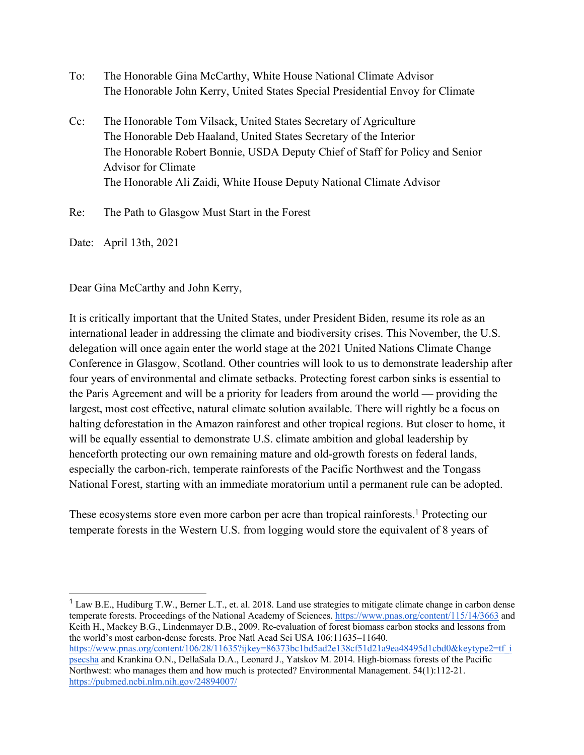To: The Honorable Gina McCarthy, White House National Climate Advisor
The Honorable John Kerry, United States Special Presidential Envoy for Climate

Cc: The Honorable Tom Vilsack, United States Secretary of Agriculture
The Honorable Deb Haaland, United States Secretary of the Interior
The Honorable Robert Bonnie, USDA Deputy Chief of Staff for Policy and Senior Advisor for Climate
The Honorable Ali Zaidi, White House Deputy National Climate Advisor

Re: The Path to Glasgow Must Start in the Forest

Date: April 13th, 2021

Dear Gina McCarthy and John Kerry,

It is critically important that the United States, under President Biden, resume its role as an international leader in addressing the climate and biodiversity crises. This November, the U.S. delegation will once again enter the world stage at the 2021 United Nations Climate Change Conference in Glasgow, Scotland. Other countries will look to us to demonstrate leadership after four years of environmental and climate setbacks. Protecting forest carbon sinks is essential to the Paris Agreement and will be a priority for leaders from around the world — providing the largest, most cost effective, natural climate solution available. There will rightly be a focus on halting deforestation in the Amazon rainforest and other tropical regions. But closer to home, it will be equally essential to demonstrate U.S. climate ambition and global leadership by henceforth protecting our own remaining mature and old-growth forests on federal lands, especially the carbon-rich, temperate rainforests of the Pacific Northwest and the Tongass National Forest, starting with an immediate moratorium until a permanent rule can be adopted.

These ecosystems store even more carbon per acre than tropical rainforests.[1] Protecting our temperate forests in the Western U.S. from logging would store the equivalent of 8 years of

---

[1] Law B.E., Hudiburg T.W., Berner L.T., et. al. 2018. Land use strategies to mitigate climate change in carbon dense temperate forests. Proceedings of the National Academy of Sciences. https://www.pnas.org/content/115/14/3663 and Keith H., Mackey B.G., Lindenmayer D.B., 2009. Re-evaluation of forest biomass carbon stocks and lessons from the world's most carbon-dense forests. Proc Natl Acad Sci USA 106:11635–11640. https://www.pnas.org/content/106/28/11635?ijkey=86373bc1bd5ad2e138cf51d21a9ea48495d1cbd0&keytype2=tf_ipsecsha and Krankina O.N., DellaSala D.A., Leonard J., Yatskov M. 2014. High-biomass forests of the Pacific Northwest: who manages them and how much is protected? Environmental Management. 54(1):112-21. https://pubmed.ncbi.nlm.nih.gov/24894007/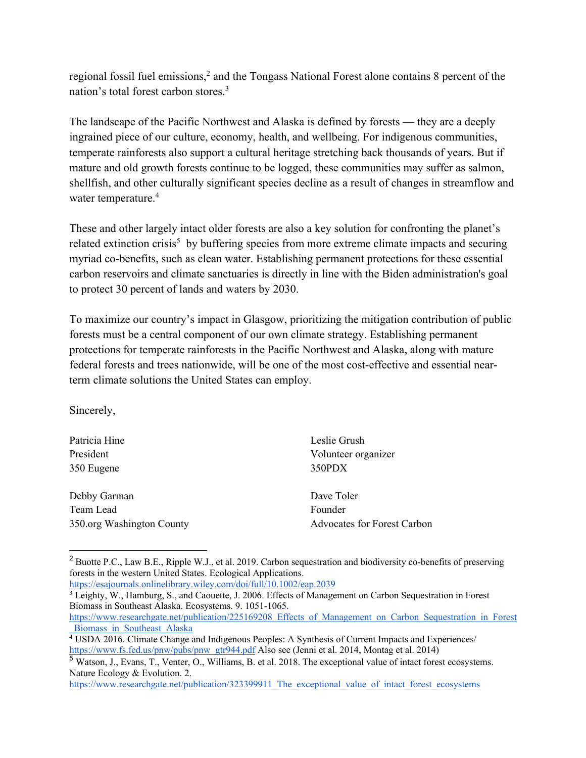regional fossil fuel emissions,[2] and the Tongass National Forest alone contains 8 percent of the nation's total forest carbon stores.[3]

The landscape of the Pacific Northwest and Alaska is defined by forests — they are a deeply ingrained piece of our culture, economy, health, and wellbeing. For indigenous communities, temperate rainforests also support a cultural heritage stretching back thousands of years. But if mature and old growth forests continue to be logged, these communities may suffer as salmon, shellfish, and other culturally significant species decline as a result of changes in streamflow and water temperature.[4]

These and other largely intact older forests are also a key solution for confronting the planet's related extinction crisis[5] by buffering species from more extreme climate impacts and securing myriad co-benefits, such as clean water. Establishing permanent protections for these essential carbon reservoirs and climate sanctuaries is directly in line with the Biden administration's goal to protect 30 percent of lands and waters by 2030.

To maximize our country's impact in Glasgow, prioritizing the mitigation contribution of public forests must be a central component of our own climate strategy. Establishing permanent protections for temperate rainforests in the Pacific Northwest and Alaska, along with mature federal forests and trees nationwide, will be one of the most cost-effective and essential near-term climate solutions the United States can employ.

Sincerely,

Patricia Hine
President
350 Eugene

Leslie Grush
Volunteer organizer
350PDX

Debby Garman
Team Lead
350.org Washington County

Dave Toler
Founder
Advocates for Forest Carbon

---

[2] Buotte P.C., Law B.E., Ripple W.J., et al. 2019. Carbon sequestration and biodiversity co-benefits of preserving forests in the western United States. Ecological Applications. https://esajournals.onlinelibrary.wiley.com/doi/full/10.1002/eap.2039

[3] Leighty, W., Hamburg, S., and Caouette, J. 2006. Effects of Management on Carbon Sequestration in Forest Biomass in Southeast Alaska. Ecosystems. 9. 1051-1065. https://www.researchgate.net/publication/225169208_Effects_of_Management_on_Carbon_Sequestration_in_Forest_Biomass_in_Southeast_Alaska

[4] USDA 2016. Climate Change and Indigenous Peoples: A Synthesis of Current Impacts and Experiences/ https://www.fs.fed.us/pnw/pubs/pnw_gtr944.pdf Also see (Jenni et al. 2014, Montag et al. 2014)

[5] Watson, J., Evans, T., Venter, O., Williams, B. et al. 2018. The exceptional value of intact forest ecosystems. Nature Ecology & Evolution. 2. https://www.researchgate.net/publication/323399911_The_exceptional_value_of_intact_forest_ecosystems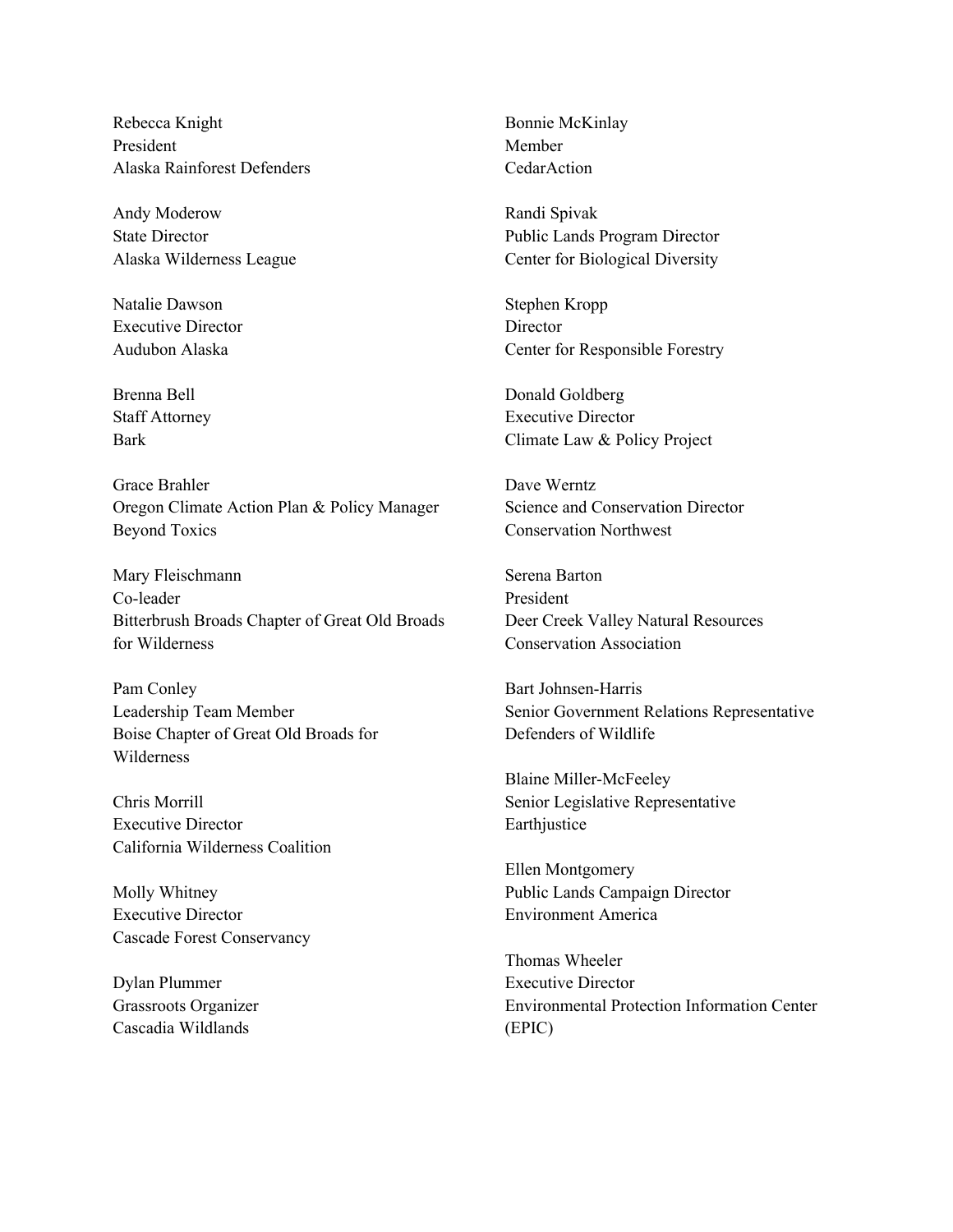Rebecca Knight
President
Alaska Rainforest Defenders

Andy Moderow
State Director
Alaska Wilderness League

Natalie Dawson
Executive Director
Audubon Alaska

Brenna Bell
Staff Attorney
Bark

Grace Brahler
Oregon Climate Action Plan & Policy Manager
Beyond Toxics

Mary Fleischmann
Co-leader
Bitterbrush Broads Chapter of Great Old Broads for Wilderness

Pam Conley
Leadership Team Member
Boise Chapter of Great Old Broads for Wilderness

Chris Morrill
Executive Director
California Wilderness Coalition

Molly Whitney
Executive Director
Cascade Forest Conservancy

Dylan Plummer
Grassroots Organizer
Cascadia Wildlands

Bonnie McKinlay
Member
CedarAction

Randi Spivak
Public Lands Program Director
Center for Biological Diversity

Stephen Kropp
Director
Center for Responsible Forestry

Donald Goldberg
Executive Director
Climate Law & Policy Project

Dave Werntz
Science and Conservation Director
Conservation Northwest

Serena Barton
President
Deer Creek Valley Natural Resources Conservation Association

Bart Johnsen-Harris
Senior Government Relations Representative
Defenders of Wildlife

Blaine Miller-McFeeley
Senior Legislative Representative
Earthjustice

Ellen Montgomery
Public Lands Campaign Director
Environment America

Thomas Wheeler
Executive Director
Environmental Protection Information Center (EPIC)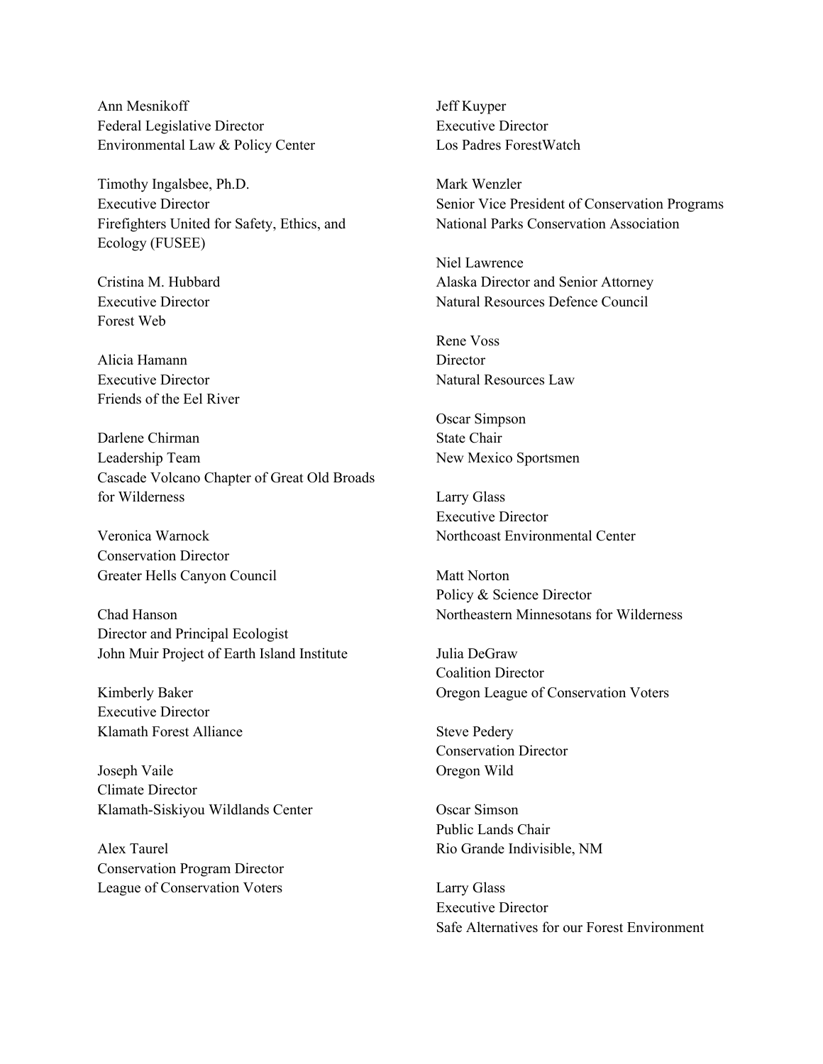Ann Mesnikoff
Federal Legislative Director
Environmental Law & Policy Center

Timothy Ingalsbee, Ph.D.
Executive Director
Firefighters United for Safety, Ethics, and Ecology (FUSEE)

Cristina M. Hubbard
Executive Director
Forest Web

Alicia Hamann
Executive Director
Friends of the Eel River

Darlene Chirman
Leadership Team
Cascade Volcano Chapter of Great Old Broads for Wilderness

Veronica Warnock
Conservation Director
Greater Hells Canyon Council

Chad Hanson
Director and Principal Ecologist
John Muir Project of Earth Island Institute

Kimberly Baker
Executive Director
Klamath Forest Alliance

Joseph Vaile
Climate Director
Klamath-Siskiyou Wildlands Center

Alex Taurel
Conservation Program Director
League of Conservation Voters

Jeff Kuyper
Executive Director
Los Padres ForestWatch

Mark Wenzler
Senior Vice President of Conservation Programs
National Parks Conservation Association

Niel Lawrence
Alaska Director and Senior Attorney
Natural Resources Defence Council

Rene Voss
Director
Natural Resources Law

Oscar Simpson
State Chair
New Mexico Sportsmen

Larry Glass
Executive Director
Northcoast Environmental Center

Matt Norton
Policy & Science Director
Northeastern Minnesotans for Wilderness

Julia DeGraw
Coalition Director
Oregon League of Conservation Voters

Steve Pedery
Conservation Director
Oregon Wild

Oscar Simson
Public Lands Chair
Rio Grande Indivisible, NM

Larry Glass
Executive Director
Safe Alternatives for our Forest Environment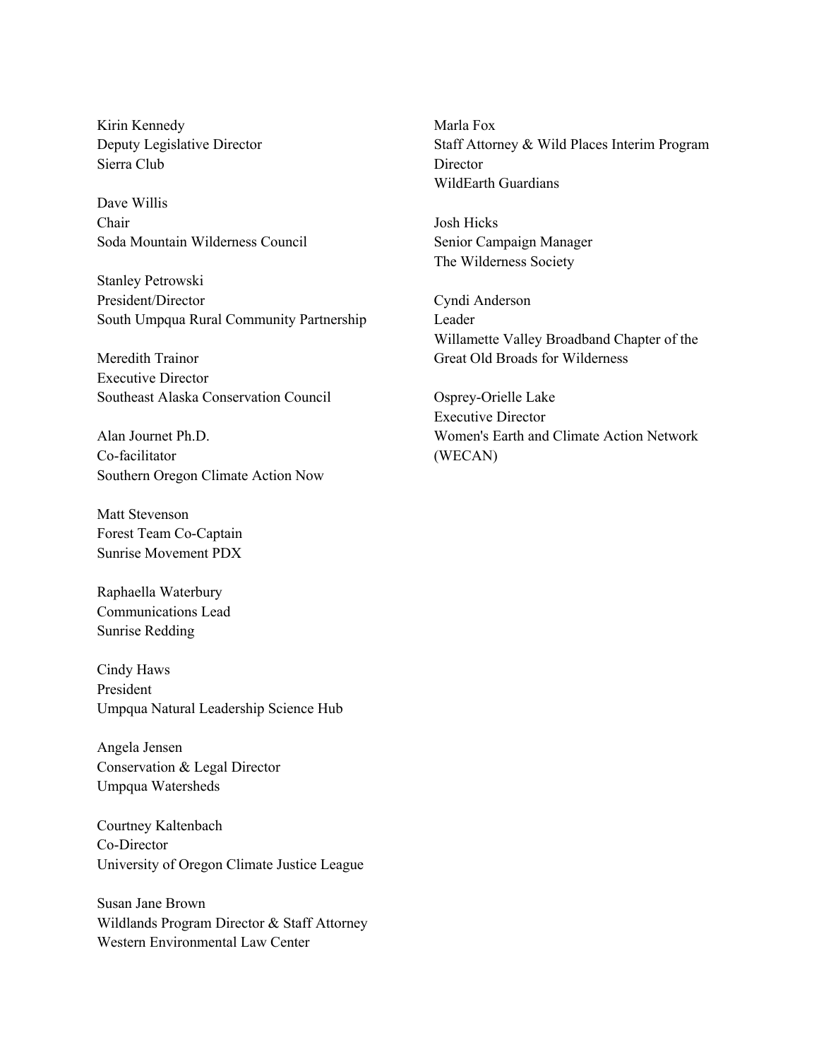Kirin Kennedy
Deputy Legislative Director
Sierra Club

Dave Willis
Chair
Soda Mountain Wilderness Council

Stanley Petrowski
President/Director
South Umpqua Rural Community Partnership

Meredith Trainor
Executive Director
Southeast Alaska Conservation Council

Alan Journet Ph.D.
Co-facilitator
Southern Oregon Climate Action Now

Matt Stevenson
Forest Team Co-Captain
Sunrise Movement PDX

Raphaella Waterbury
Communications Lead
Sunrise Redding

Cindy Haws
President
Umpqua Natural Leadership Science Hub

Angela Jensen
Conservation & Legal Director
Umpqua Watersheds

Courtney Kaltenbach
Co-Director
University of Oregon Climate Justice League

Susan Jane Brown
Wildlands Program Director & Staff Attorney
Western Environmental Law Center

Marla Fox
Staff Attorney & Wild Places Interim Program Director
WildEarth Guardians

Josh Hicks
Senior Campaign Manager
The Wilderness Society

Cyndi Anderson
Leader
Willamette Valley Broadband Chapter of the Great Old Broads for Wilderness

Osprey-Orielle Lake
Executive Director
Women's Earth and Climate Action Network (WECAN)